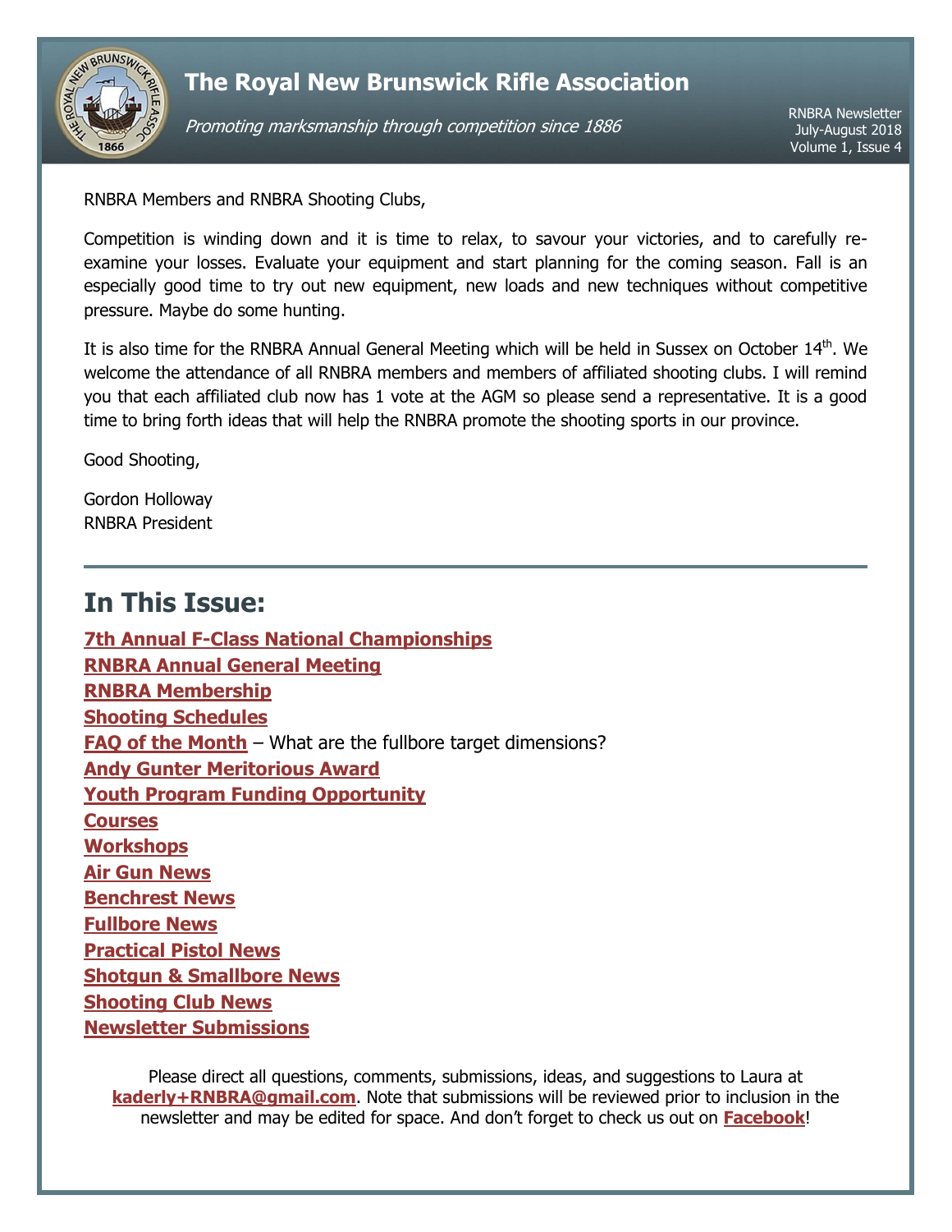# The Royal New Brunswick Rifle Association

*Promoting marksmanship through competition since 1886*

RNBRA Newsletter
July-August 2018
Volume 1, Issue 4

RNBRA Members and RNBRA Shooting Clubs,

Competition is winding down and it is time to relax, to savour your victories, and to carefully re-examine your losses. Evaluate your equipment and start planning for the coming season. Fall is an especially good time to try out new equipment, new loads and new techniques without competitive pressure. Maybe do some hunting.

It is also time for the RNBRA Annual General Meeting which will be held in Sussex on October 14th. We welcome the attendance of all RNBRA members and members of affiliated shooting clubs. I will remind you that each affiliated club now has 1 vote at the AGM so please send a representative. It is a good time to bring forth ideas that will help the RNBRA promote the shooting sports in our province.

Good Shooting,

Gordon Holloway
RNBRA President

---

## In This Issue:

**7th Annual F-Class National Championships**
**RNBRA Annual General Meeting**
**RNBRA Membership**
**Shooting Schedules**
**FAQ of the Month** – What are the fullbore target dimensions?
**Andy Gunter Meritorious Award**
**Youth Program Funding Opportunity**
**Courses**
**Workshops**
**Air Gun News**
**Benchrest News**
**Fullbore News**
**Practical Pistol News**
**Shotgun & Smallbore News**
**Shooting Club News**
**Newsletter Submissions**

Please direct all questions, comments, submissions, ideas, and suggestions to Laura at **kaderly+RNBRA@gmail.com**. Note that submissions will be reviewed prior to inclusion in the newsletter and may be edited for space. And don't forget to check us out on **Facebook**!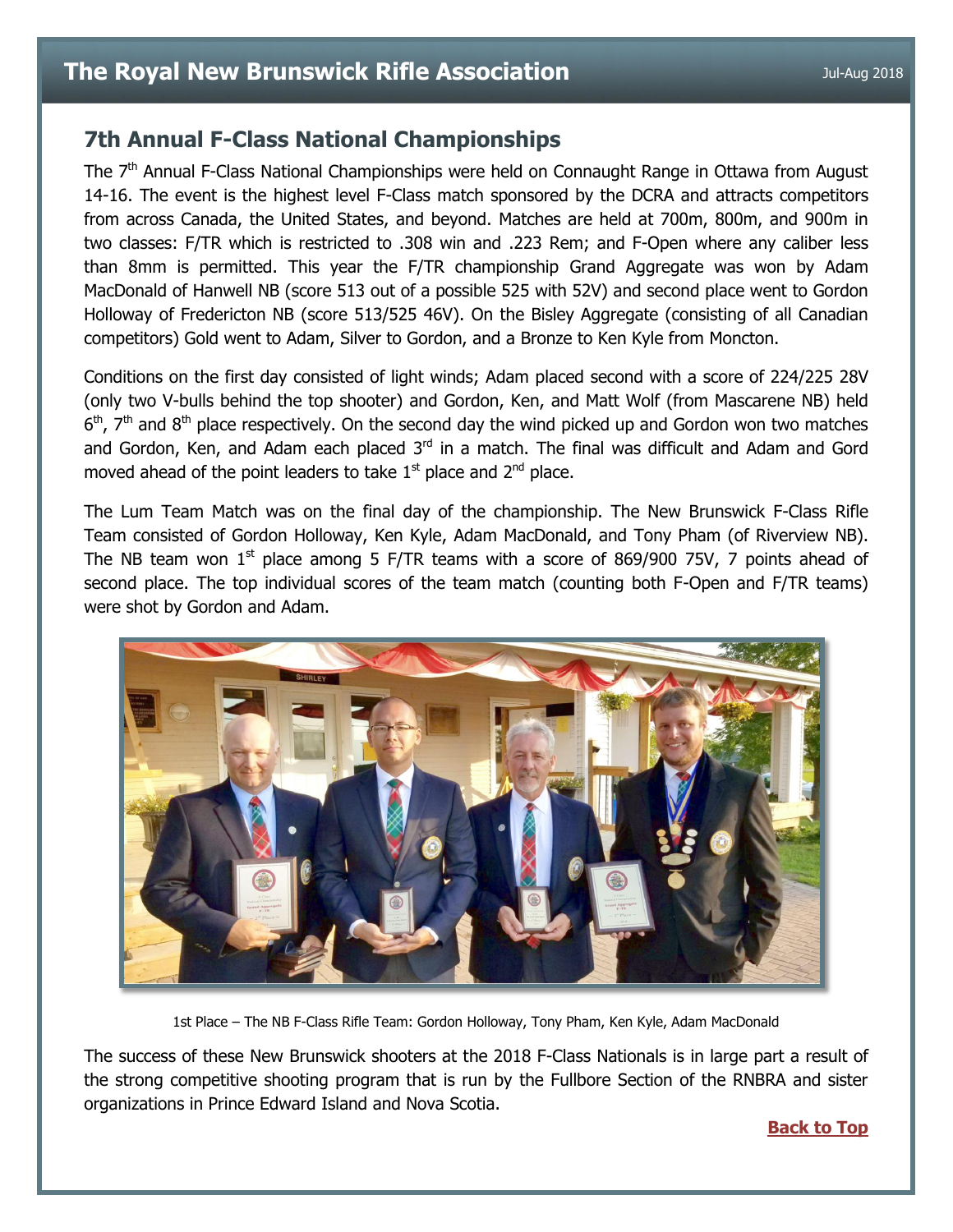## 7th Annual F-Class National Championships

The 7th Annual F-Class National Championships were held on Connaught Range in Ottawa from August 14-16. The event is the highest level F-Class match sponsored by the DCRA and attracts competitors from across Canada, the United States, and beyond. Matches are held at 700m, 800m, and 900m in two classes: F/TR which is restricted to .308 win and .223 Rem; and F-Open where any caliber less than 8mm is permitted. This year the F/TR championship Grand Aggregate was won by Adam MacDonald of Hanwell NB (score 513 out of a possible 525 with 52V) and second place went to Gordon Holloway of Fredericton NB (score 513/525 46V). On the Bisley Aggregate (consisting of all Canadian competitors) Gold went to Adam, Silver to Gordon, and a Bronze to Ken Kyle from Moncton.

Conditions on the first day consisted of light winds; Adam placed second with a score of 224/225 28V (only two V-bulls behind the top shooter) and Gordon, Ken, and Matt Wolf (from Mascarene NB) held 6th, 7th and 8th place respectively. On the second day the wind picked up and Gordon won two matches and Gordon, Ken, and Adam each placed 3rd in a match. The final was difficult and Adam and Gord moved ahead of the point leaders to take 1st place and 2nd place.

The Lum Team Match was on the final day of the championship. The New Brunswick F-Class Rifle Team consisted of Gordon Holloway, Ken Kyle, Adam MacDonald, and Tony Pham (of Riverview NB). The NB team won 1st place among 5 F/TR teams with a score of 869/900 75V, 7 points ahead of second place. The top individual scores of the team match (counting both F-Open and F/TR teams) were shot by Gordon and Adam.

1st Place – The NB F-Class Rifle Team: Gordon Holloway, Tony Pham, Ken Kyle, Adam MacDonald

The success of these New Brunswick shooters at the 2018 F-Class Nationals is in large part a result of the strong competitive shooting program that is run by the Fullbore Section of the RNBRA and sister organizations in Prince Edward Island and Nova Scotia.

**Back to Top**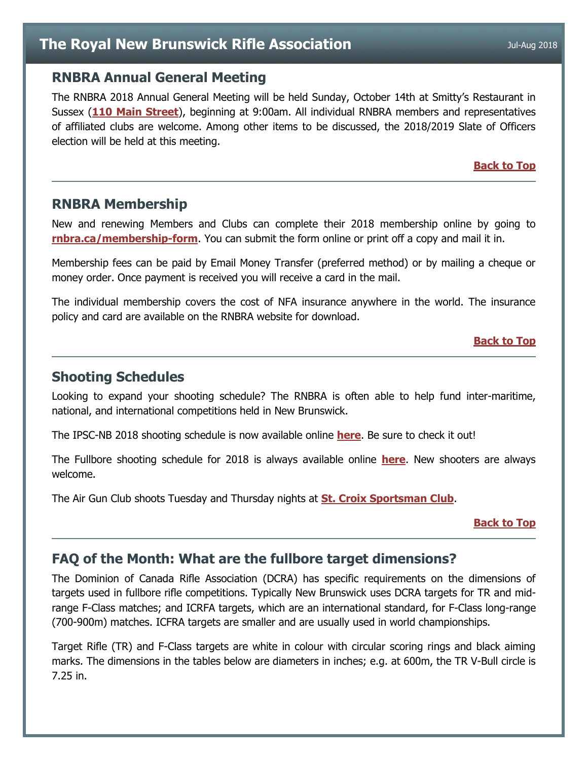## RNBRA Annual General Meeting

The RNBRA 2018 Annual General Meeting will be held Sunday, October 14th at Smitty's Restaurant in Sussex (**110 Main Street**), beginning at 9:00am. All individual RNBRA members and representatives of affiliated clubs are welcome. Among other items to be discussed, the 2018/2019 Slate of Officers election will be held at this meeting.

**Back to Top**

## RNBRA Membership

New and renewing Members and Clubs can complete their 2018 membership online by going to **rnbra.ca/membership-form**. You can submit the form online or print off a copy and mail it in.

Membership fees can be paid by Email Money Transfer (preferred method) or by mailing a cheque or money order. Once payment is received you will receive a card in the mail.

The individual membership covers the cost of NFA insurance anywhere in the world. The insurance policy and card are available on the RNBRA website for download.

**Back to Top**

## Shooting Schedules

Looking to expand your shooting schedule? The RNBRA is often able to help fund inter-maritime, national, and international competitions held in New Brunswick.

The IPSC-NB 2018 shooting schedule is now available online **here**. Be sure to check it out!

The Fullbore shooting schedule for 2018 is always available online **here**. New shooters are always welcome.

The Air Gun Club shoots Tuesday and Thursday nights at **St. Croix Sportsman Club**.

**Back to Top**

## FAQ of the Month: What are the fullbore target dimensions?

The Dominion of Canada Rifle Association (DCRA) has specific requirements on the dimensions of targets used in fullbore rifle competitions. Typically New Brunswick uses DCRA targets for TR and mid-range F-Class matches; and ICRFA targets, which are an international standard, for F-Class long-range (700-900m) matches. ICFRA targets are smaller and are usually used in world championships.

Target Rifle (TR) and F-Class targets are white in colour with circular scoring rings and black aiming marks. The dimensions in the tables below are diameters in inches; e.g. at 600m, the TR V-Bull circle is 7.25 in.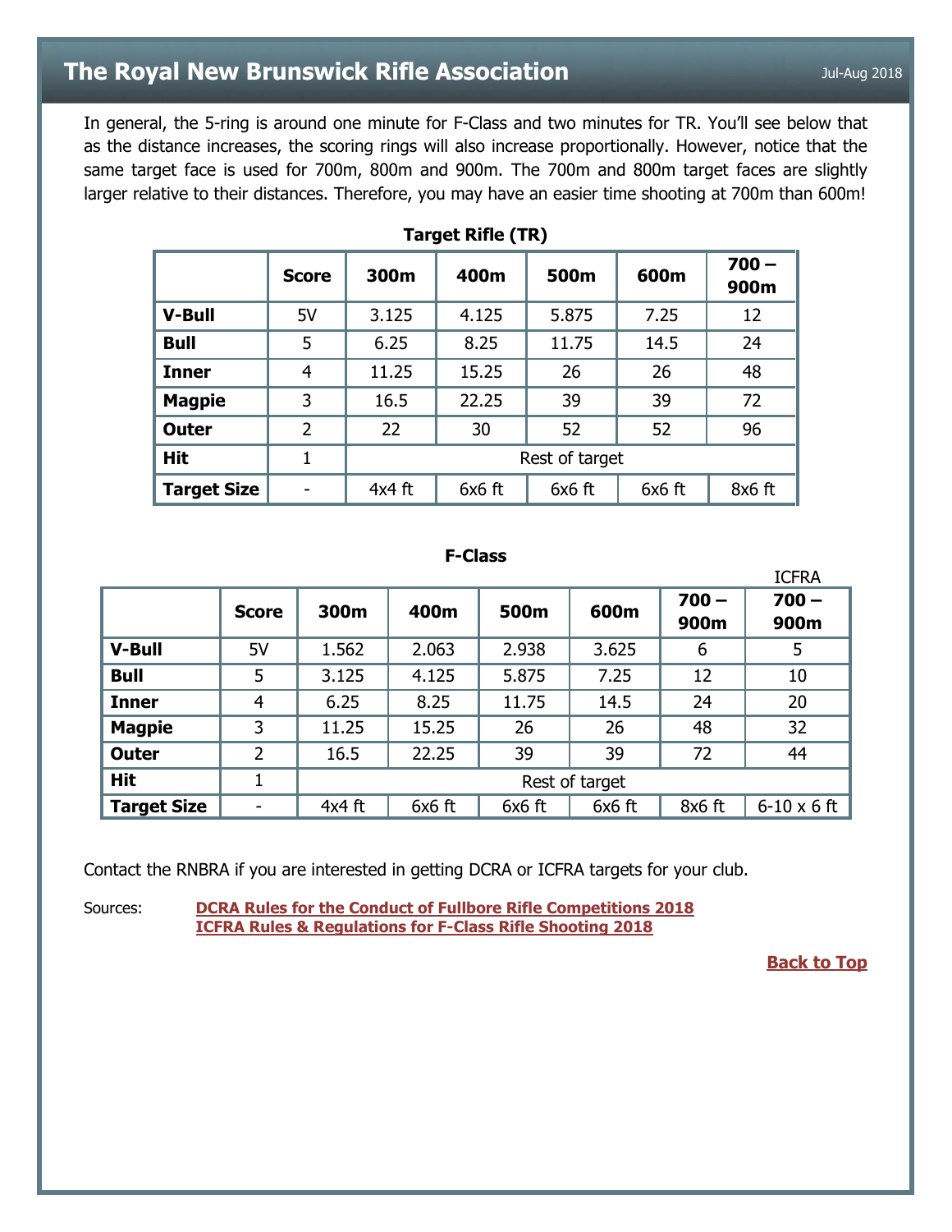In general, the 5-ring is around one minute for F-Class and two minutes for TR. You'll see below that as the distance increases, the scoring rings will also increase proportionally. However, notice that the same target face is used for 700m, 800m and 900m. The 700m and 800m target faces are slightly larger relative to their distances. Therefore, you may have an easier time shooting at 700m than 600m!

**Target Rifle (TR)**

| | Score | 300m | 400m | 500m | 600m | 700 – 900m |
|---|---|---|---|---|---|---|
| **V-Bull** | 5V | 3.125 | 4.125 | 5.875 | 7.25 | 12 |
| **Bull** | 5 | 6.25 | 8.25 | 11.75 | 14.5 | 24 |
| **Inner** | 4 | 11.25 | 15.25 | 26 | 26 | 48 |
| **Magpie** | 3 | 16.5 | 22.25 | 39 | 39 | 72 |
| **Outer** | 2 | 22 | 30 | 52 | 52 | 96 |
| **Hit** | 1 | Rest of target | | | | |
| **Target Size** | - | 4x4 ft | 6x6 ft | 6x6 ft | 6x6 ft | 8x6 ft |

**F-Class**

| | Score | 300m | 400m | 500m | 600m | 700 – 900m | ICFRA 700 – 900m |
|---|---|---|---|---|---|---|---|
| **V-Bull** | 5V | 1.562 | 2.063 | 2.938 | 3.625 | 6 | 5 |
| **Bull** | 5 | 3.125 | 4.125 | 5.875 | 7.25 | 12 | 10 |
| **Inner** | 4 | 6.25 | 8.25 | 11.75 | 14.5 | 24 | 20 |
| **Magpie** | 3 | 11.25 | 15.25 | 26 | 26 | 48 | 32 |
| **Outer** | 2 | 16.5 | 22.25 | 39 | 39 | 72 | 44 |
| **Hit** | 1 | Rest of target | | | | | |
| **Target Size** | - | 4x4 ft | 6x6 ft | 6x6 ft | 6x6 ft | 8x6 ft | 6-10 x 6 ft |

Contact the RNBRA if you are interested in getting DCRA or ICFRA targets for your club.

Sources: **DCRA Rules for the Conduct of Fullbore Rifle Competitions 2018**
**ICFRA Rules & Regulations for F-Class Rifle Shooting 2018**

**Back to Top**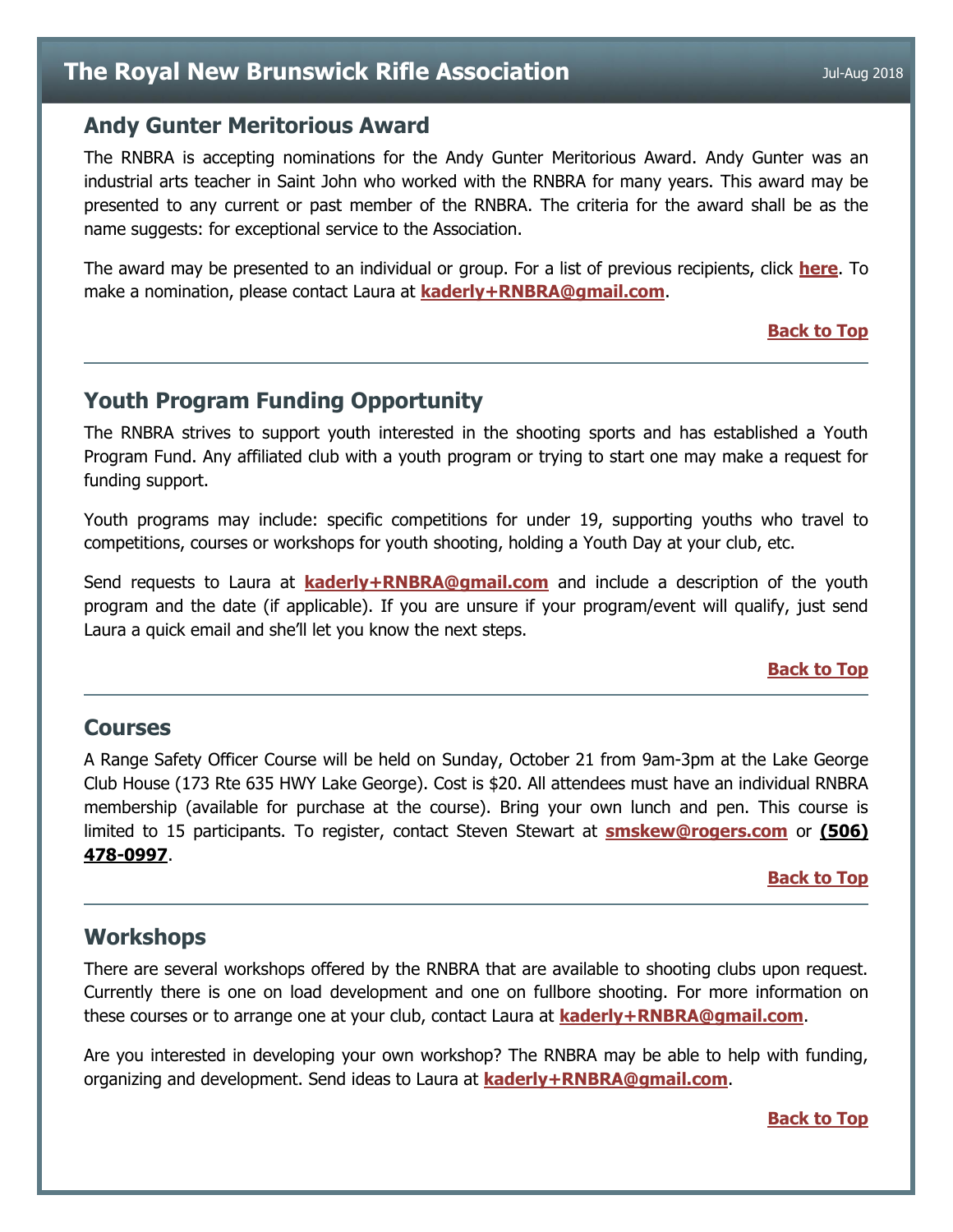## Andy Gunter Meritorious Award

The RNBRA is accepting nominations for the Andy Gunter Meritorious Award. Andy Gunter was an industrial arts teacher in Saint John who worked with the RNBRA for many years. This award may be presented to any current or past member of the RNBRA. The criteria for the award shall be as the name suggests: for exceptional service to the Association.

The award may be presented to an individual or group. For a list of previous recipients, click **here**. To make a nomination, please contact Laura at **kaderly+RNBRA@gmail.com**.

**Back to Top**

---

## Youth Program Funding Opportunity

The RNBRA strives to support youth interested in the shooting sports and has established a Youth Program Fund. Any affiliated club with a youth program or trying to start one may make a request for funding support.

Youth programs may include: specific competitions for under 19, supporting youths who travel to competitions, courses or workshops for youth shooting, holding a Youth Day at your club, etc.

Send requests to Laura at **kaderly+RNBRA@gmail.com** and include a description of the youth program and the date (if applicable). If you are unsure if your program/event will qualify, just send Laura a quick email and she'll let you know the next steps.

**Back to Top**

---

## Courses

A Range Safety Officer Course will be held on Sunday, October 21 from 9am-3pm at the Lake George Club House (173 Rte 635 HWY Lake George). Cost is $20. All attendees must have an individual RNBRA membership (available for purchase at the course). Bring your own lunch and pen. This course is limited to 15 participants. To register, contact Steven Stewart at **smskew@rogers.com** or **(506) 478-0997**.

**Back to Top**

---

## Workshops

There are several workshops offered by the RNBRA that are available to shooting clubs upon request. Currently there is one on load development and one on fullbore shooting. For more information on these courses or to arrange one at your club, contact Laura at **kaderly+RNBRA@gmail.com**.

Are you interested in developing your own workshop? The RNBRA may be able to help with funding, organizing and development. Send ideas to Laura at **kaderly+RNBRA@gmail.com**.

**Back to Top**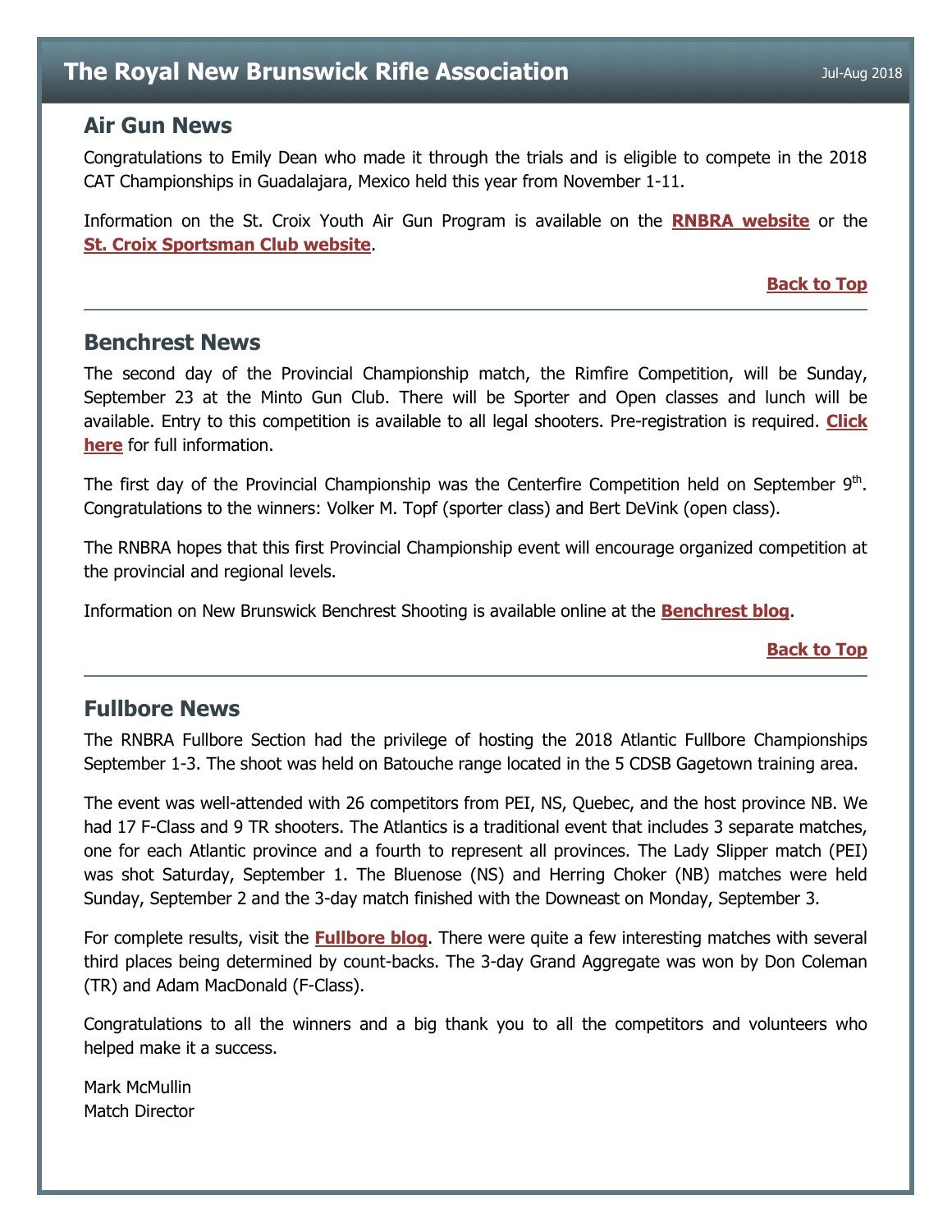# The Royal New Brunswick Rifle Association

Jul-Aug 2018

## Air Gun News

Congratulations to Emily Dean who made it through the trials and is eligible to compete in the 2018 CAT Championships in Guadalajara, Mexico held this year from November 1-11.

Information on the St. Croix Youth Air Gun Program is available on the **RNBRA website** or the **St. Croix Sportsman Club website**.

**Back to Top**

---

## Benchrest News

The second day of the Provincial Championship match, the Rimfire Competition, will be Sunday, September 23 at the Minto Gun Club. There will be Sporter and Open classes and lunch will be available. Entry to this competition is available to all legal shooters. Pre-registration is required. **Click here** for full information.

The first day of the Provincial Championship was the Centerfire Competition held on September 9th. Congratulations to the winners: Volker M. Topf (sporter class) and Bert DeVink (open class).

The RNBRA hopes that this first Provincial Championship event will encourage organized competition at the provincial and regional levels.

Information on New Brunswick Benchrest Shooting is available online at the **Benchrest blog**.

**Back to Top**

---

## Fullbore News

The RNBRA Fullbore Section had the privilege of hosting the 2018 Atlantic Fullbore Championships September 1-3. The shoot was held on Batouche range located in the 5 CDSB Gagetown training area.

The event was well-attended with 26 competitors from PEI, NS, Quebec, and the host province NB. We had 17 F-Class and 9 TR shooters. The Atlantics is a traditional event that includes 3 separate matches, one for each Atlantic province and a fourth to represent all provinces. The Lady Slipper match (PEI) was shot Saturday, September 1. The Bluenose (NS) and Herring Choker (NB) matches were held Sunday, September 2 and the 3-day match finished with the Downeast on Monday, September 3.

For complete results, visit the **Fullbore blog**. There were quite a few interesting matches with several third places being determined by count-backs. The 3-day Grand Aggregate was won by Don Coleman (TR) and Adam MacDonald (F-Class).

Congratulations to all the winners and a big thank you to all the competitors and volunteers who helped make it a success.

Mark McMullin
Match Director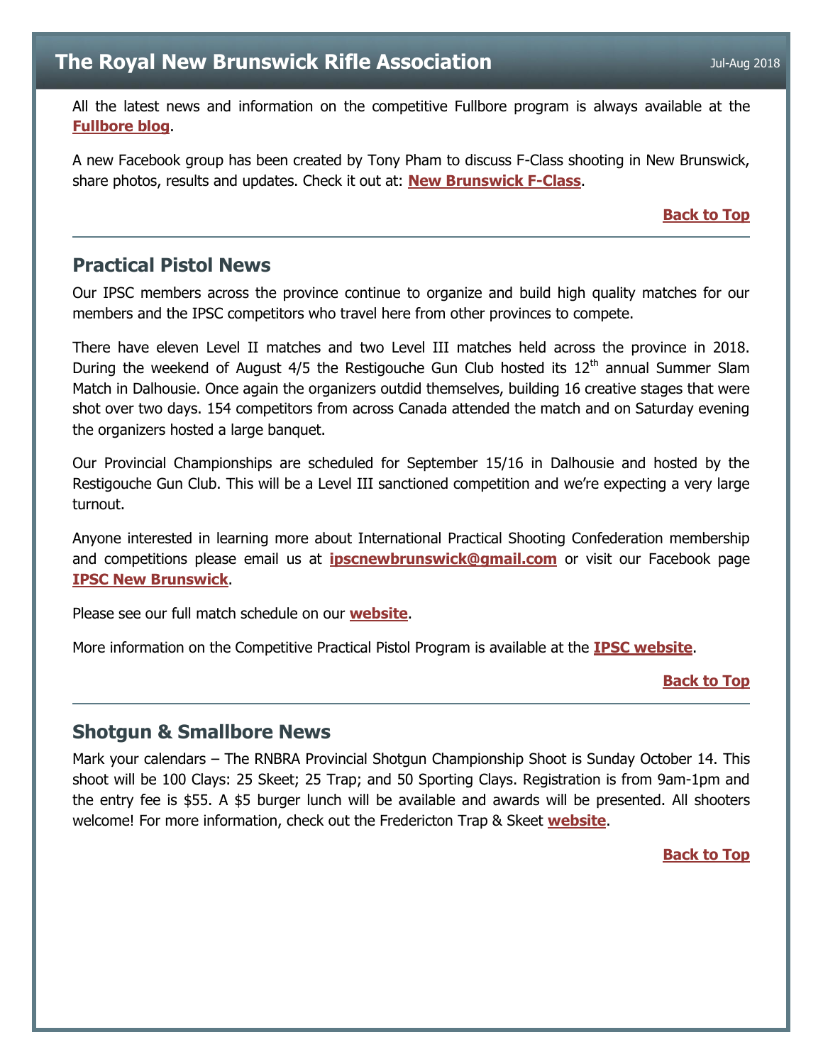All the latest news and information on the competitive Fullbore program is always available at the **Fullbore blog**.

A new Facebook group has been created by Tony Pham to discuss F-Class shooting in New Brunswick, share photos, results and updates. Check it out at: **New Brunswick F-Class**.

**Back to Top**

## Practical Pistol News

Our IPSC members across the province continue to organize and build high quality matches for our members and the IPSC competitors who travel here from other provinces to compete.

There have eleven Level II matches and two Level III matches held across the province in 2018. During the weekend of August 4/5 the Restigouche Gun Club hosted its 12th annual Summer Slam Match in Dalhousie. Once again the organizers outdid themselves, building 16 creative stages that were shot over two days. 154 competitors from across Canada attended the match and on Saturday evening the organizers hosted a large banquet.

Our Provincial Championships are scheduled for September 15/16 in Dalhousie and hosted by the Restigouche Gun Club. This will be a Level III sanctioned competition and we're expecting a very large turnout.

Anyone interested in learning more about International Practical Shooting Confederation membership and competitions please email us at **ipscnewbrunswick@gmail.com** or visit our Facebook page **IPSC New Brunswick**.

Please see our full match schedule on our **website**.

More information on the Competitive Practical Pistol Program is available at the **IPSC website**.

**Back to Top**

## Shotgun & Smallbore News

Mark your calendars – The RNBRA Provincial Shotgun Championship Shoot is Sunday October 14. This shoot will be 100 Clays: 25 Skeet; 25 Trap; and 50 Sporting Clays. Registration is from 9am-1pm and the entry fee is $55. A $5 burger lunch will be available and awards will be presented. All shooters welcome! For more information, check out the Fredericton Trap & Skeet **website**.

**Back to Top**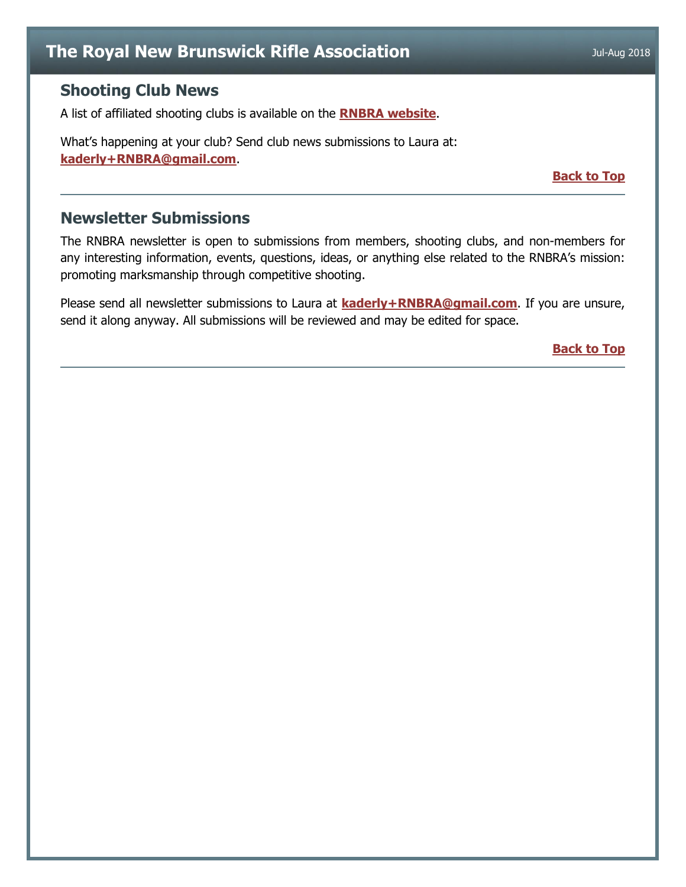## Shooting Club News

A list of affiliated shooting clubs is available on the **RNBRA website**.

What's happening at your club? Send club news submissions to Laura at: **kaderly+RNBRA@gmail.com**.

**Back to Top**

---

## Newsletter Submissions

The RNBRA newsletter is open to submissions from members, shooting clubs, and non-members for any interesting information, events, questions, ideas, or anything else related to the RNBRA's mission: promoting marksmanship through competitive shooting.

Please send all newsletter submissions to Laura at **kaderly+RNBRA@gmail.com**. If you are unsure, send it along anyway. All submissions will be reviewed and may be edited for space.

**Back to Top**

---